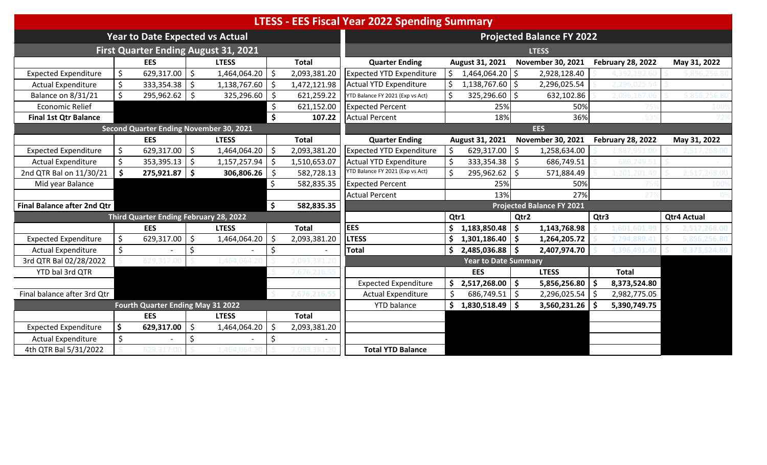# LTESS - EES Fiscal Year 2022 Spending Summary

## Year to Date Expected vs Actual

### First Quarter Ending August 31, 2021

| | EES | LTESS | Total |
|---|---|---|---|
| Expected Expenditure | $ 629,317.00 | $ 1,464,064.20 | $ 2,093,381.20 |
| Actual Expenditure | $ 333,354.38 | $ 1,138,767.60 | $ 1,472,121.98 |
| Balance on 8/31/21 | $ 295,962.62 | $ 325,296.60 | $ 621,259.22 |
| Economic Relief | | | $ 621,152.00 |
| **Final 1st Qtr Balance** | | | **$ 107.22** |

### Second Quarter Ending November 30, 2021

| | EES | LTESS | Total |
|---|---|---|---|
| Expected Expenditure | $ 629,317.00 | $ 1,464,064.20 | $ 2,093,381.20 |
| Actual Expenditure | $ 353,395.13 | $ 1,157,257.94 | $ 1,510,653.07 |
| 2nd QTR Bal on 11/30/21 | **$ 275,921.87** | **$ 306,806.26** | $ 582,728.13 |
| Mid year Balance | | | $ 582,835.35 |
| | | | |
| **Final Balance after 2nd Qtr** | | | **$ 582,835.35** |

### Third Quarter Ending February 28, 2022

| | EES | LTESS | Total |
|---|---|---|---|
| Expected Expenditure | $ 629,317.00 | $ 1,464,064.20 | $ 2,093,381.20 |
| Actual Expenditure | $ - | $ - | $ - |
| 3rd QTR Bal 02/28/2022 | $ 629,317.00 | $ 1,464,064.20 | $ 2,093,381.20 |
| YTD bal 3rd QTR | | | $ 2,676,216.55 |
| | | | |
| Final balance after 3rd Qtr | | | $ 2,676,216.55 |

### Fourth Quarter Ending May 31 2022

| | EES | LTESS | Total |
|---|---|---|---|
| Expected Expenditure | **$ 629,317.00** | $ 1,464,064.20 | $ 2,093,381.20 |
| Actual Expenditure | $ - | $ - | $ - |
| 4th QTR Bal 5/31/2022 | $ 629,317.00 | $ 1,464,064.20 | $ 2,093,381.20 |

## Projected Balance FY 2022

### LTESS

| Quarter Ending | August 31, 2021 | November 30, 2021 | February 28, 2022 | May 31, 2022 |
|---|---|---|---|---|
| Expected YTD Expenditure | $ 1,464,064.20 | $ 2,928,128.40 | $ 4,392,192.60 | $ 5,856,256.80 |
| Actual YTD Expenditure | $ 1,138,767.60 | $ 2,296,025.54 | $ 2,296,025.54 | $ |
| YTD Balance FY 2021 (Exp vs Act) | $ 325,296.60 | $ 632,102.86 | $ 2,096,167.06 | $ 5,856,256.80 |
| Expected Percent | 25% | 50% | 75% | 100% |
| Actual Percent | 18% | 36% | 53% | 72% |

### EES

| Quarter Ending | August 31, 2021 | November 30, 2021 | February 28, 2022 | May 31, 2022 |
|---|---|---|---|---|
| Expected YTD Expenditure | $ 629,317.00 | $ 1,258,634.00 | $ 1,887,951.00 | $ 2,517,268.00 |
| Actual YTD Expenditure | $ 333,354.38 | $ 686,749.51 | $ 686,749.51 | $ - |
| YTD Balance FY 2021 (Exp vs Act) | $ 295,962.62 | $ 571,884.49 | $ 1,201,201.49 | $ 2,517,268.00 |
| Expected Percent | 25% | 50% | 75% | 100% |
| Actual Percent | 13% | 27% | 27% | 0% |

### Projected Balance FY 2021

| | Qtr1 | Qtr2 | Qtr3 | Qtr4 Actual |
|---|---|---|---|---|
| EES | $ 1,183,850.48 | $ 1,143,768.98 | $ 1,601,601.99 | $ 2,517,268.00 |
| LTESS | $ 1,301,186.40 | $ 1,264,205.72 | $ 2,794,889.41 | $ 5,856,256.80 |
| Total | $ 2,485,036.88 | $ 2,407,974.70 | $ 4,396,491.40 | $ 8,373,524.80 |

### Year to Date Summary

| | EES | LTESS | Total |
|---|---|---|---|
| Expected Expenditure | $ 2,517,268.00 | $ 5,856,256.80 | $ 8,373,524.80 |
| Actual Expenditure | $ 686,749.51 | $ 2,296,025.54 | $ 2,982,775.05 |
| YTD balance | $ 1,830,518.49 | $ 3,560,231.26 | $ 5,390,749.75 |
| | | | |
| | | | |
| **Total YTD Balance** | | | |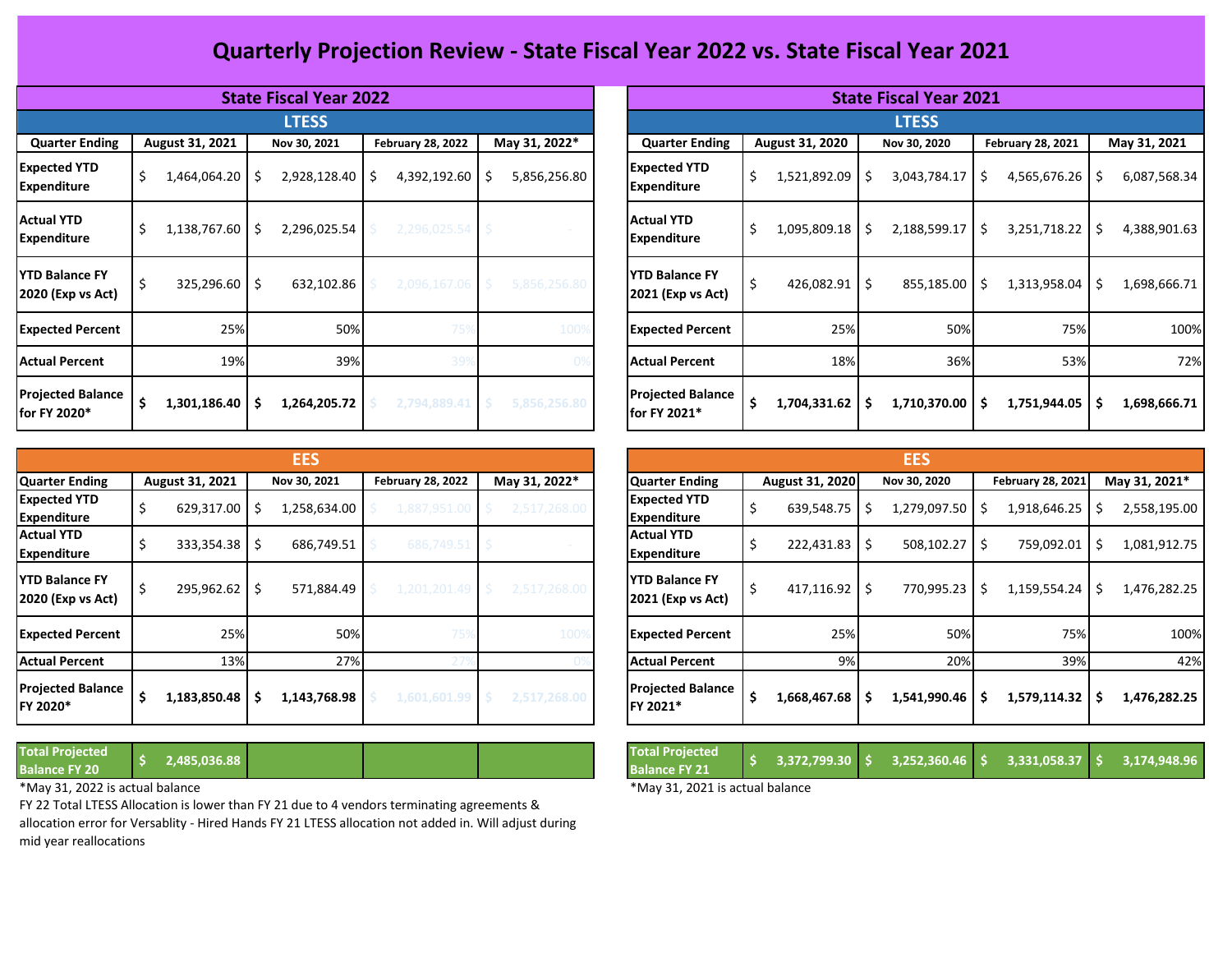# Quarterly Projection Review - State Fiscal Year 2022 vs. State Fiscal Year 2021

## State Fiscal Year 2022

### LTESS

| Quarter Ending | August 31, 2021 | Nov 30, 2021 | February 28, 2022 | May 31, 2022* |
|---|---|---|---|---|
| Expected YTD Expenditure | $ 1,464,064.20 | $ 2,928,128.40 | $ 4,392,192.60 | $ 5,856,256.80 |
| Actual YTD Expenditure | $ 1,138,767.60 | $ 2,296,025.54 | $ 2,296,025.54 | $ - |
| YTD Balance FY 2020 (Exp vs Act) | $ 325,296.60 | $ 632,102.86 | $ 2,096,167.06 | $ 5,856,256.80 |
| Expected Percent | 25% | 50% | 75% | 100% |
| Actual Percent | 19% | 39% | 39% | 0% |
| **Projected Balance for FY 2020*** | **$ 1,301,186.40** | **$ 1,264,205.72** | $ 2,794,889.41 | $ 5,856,256.80 |

### EES

| Quarter Ending | August 31, 2021 | Nov 30, 2021 | February 28, 2022 | May 31, 2022* |
|---|---|---|---|---|
| Expected YTD Expenditure | $ 629,317.00 | $ 1,258,634.00 | $ 1,887,951.00 | $ 2,517,268.00 |
| Actual YTD Expenditure | $ 333,354.38 | $ 686,749.51 | $ 686,749.51 | $ - |
| YTD Balance FY 2020 (Exp vs Act) | $ 295,962.62 | $ 571,884.49 | $ 1,201,201.49 | $ 2,517,268.00 |
| Expected Percent | 25% | 50% | 75% | 100% |
| Actual Percent | 13% | 27% | 27% | 0% |
| **Projected Balance FY 2020*** | **$ 1,183,850.48** | **$ 1,143,768.98** | $ 1,601,601.99 | $ 2,517,268.00 |
| **Total Projected Balance FY 20** | **$ 2,485,036.88** | | | |

*May 31, 2022 is actual balance

FY 22 Total LTESS Allocation is lower than FY 21 due to 4 vendors terminating agreements & allocation error for Versablity - Hired Hands FY 21 LTESS allocation not added in. Will adjust during mid year reallocations

## State Fiscal Year 2021

### LTESS

| Quarter Ending | August 31, 2020 | Nov 30, 2020 | February 28, 2021 | May 31, 2021 |
|---|---|---|---|---|
| Expected YTD Expenditure | $ 1,521,892.09 | $ 3,043,784.17 | $ 4,565,676.26 | $ 6,087,568.34 |
| Actual YTD Expenditure | $ 1,095,809.18 | $ 2,188,599.17 | $ 3,251,718.22 | $ 4,388,901.63 |
| YTD Balance FY 2021 (Exp vs Act) | $ 426,082.91 | $ 855,185.00 | $ 1,313,958.04 | $ 1,698,666.71 |
| Expected Percent | 25% | 50% | 75% | 100% |
| Actual Percent | 18% | 36% | 53% | 72% |
| **Projected Balance for FY 2021*** | **$ 1,704,331.62** | **$ 1,710,370.00** | **$ 1,751,944.05** | **$ 1,698,666.71** |

### EES

| Quarter Ending | August 31, 2020 | Nov 30, 2020 | February 28, 2021 | May 31, 2021* |
|---|---|---|---|---|
| Expected YTD Expenditure | $ 639,548.75 | $ 1,279,097.50 | $ 1,918,646.25 | $ 2,558,195.00 |
| Actual YTD Expenditure | $ 222,431.83 | $ 508,102.27 | $ 759,092.01 | $ 1,081,912.75 |
| YTD Balance FY 2021 (Exp vs Act) | $ 417,116.92 | $ 770,995.23 | $ 1,159,554.24 | $ 1,476,282.25 |
| Expected Percent | 25% | 50% | 75% | 100% |
| Actual Percent | 9% | 20% | 39% | 42% |
| **Projected Balance FY 2021*** | **$ 1,668,467.68** | **$ 1,541,990.46** | **$ 1,579,114.32** | **$ 1,476,282.25** |
| **Total Projected Balance FY 21** | **$ 3,372,799.30** | **$ 3,252,360.46** | **$ 3,331,058.37** | **$ 3,174,948.96** |

*May 31, 2021 is actual balance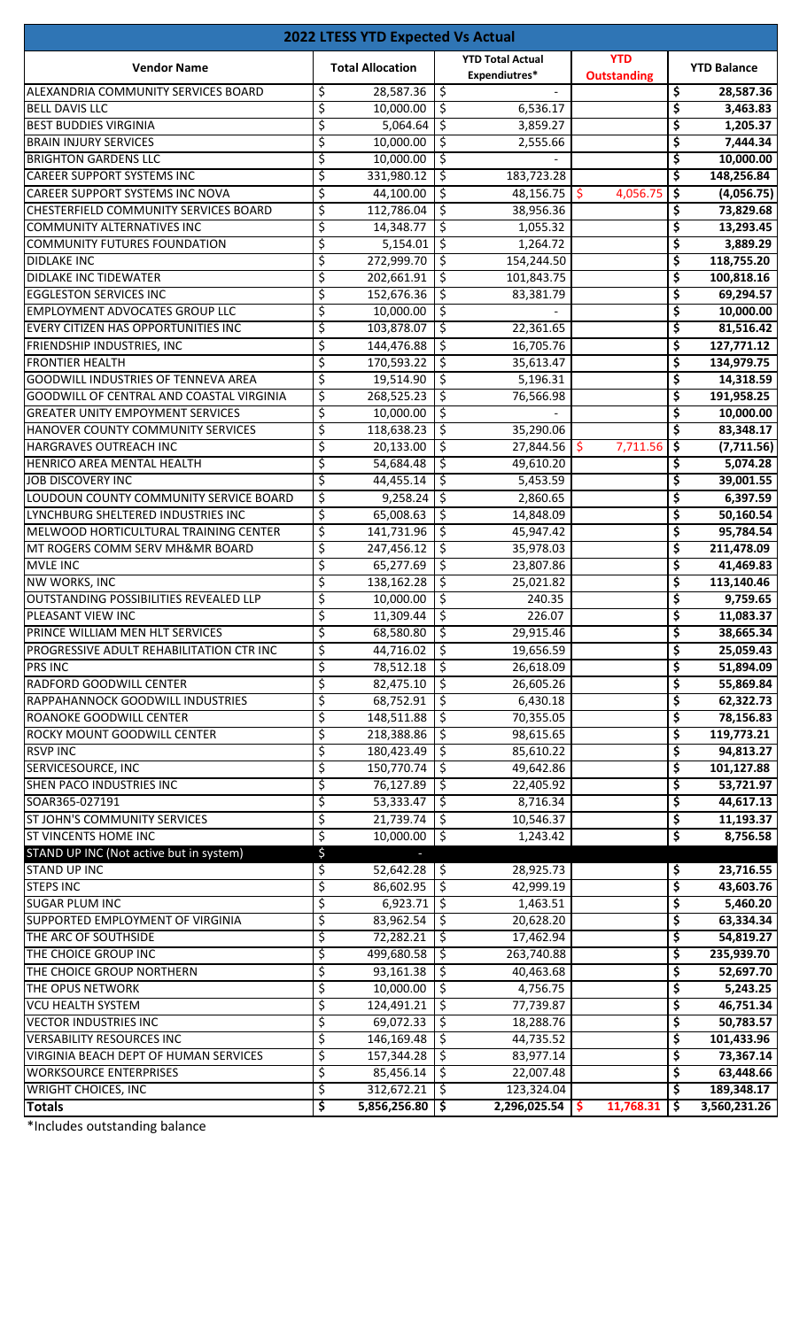# 2022 LTESS YTD Expected Vs Actual

| Vendor Name | Total Allocation | YTD Total Actual Expendiutres* | YTD Outstanding | YTD Balance |
|---|---|---|---|---|
| ALEXANDRIA COMMUNITY SERVICES BOARD | $ 28,587.36 | $ - | | $ 28,587.36 |
| BELL DAVIS LLC | $ 10,000.00 | $ 6,536.17 | | $ 3,463.83 |
| BEST BUDDIES VIRGINIA | $ 5,064.64 | $ 3,859.27 | | $ 1,205.37 |
| BRAIN INJURY SERVICES | $ 10,000.00 | $ 2,555.66 | | $ 7,444.34 |
| BRIGHTON GARDENS LLC | $ 10,000.00 | $ - | | $ 10,000.00 |
| CAREER SUPPORT SYSTEMS INC | $ 331,980.12 | $ 183,723.28 | | $ 148,256.84 |
| CAREER SUPPORT SYSTEMS INC NOVA | $ 44,100.00 | $ 48,156.75 | $ 4,056.75 | $ (4,056.75) |
| CHESTERFIELD COMMUNITY SERVICES BOARD | $ 112,786.04 | $ 38,956.36 | | $ 73,829.68 |
| COMMUNITY ALTERNATIVES INC | $ 14,348.77 | $ 1,055.32 | | $ 13,293.45 |
| COMMUNITY FUTURES FOUNDATION | $ 5,154.01 | $ 1,264.72 | | $ 3,889.29 |
| DIDLAKE INC | $ 272,999.70 | $ 154,244.50 | | $ 118,755.20 |
| DIDLAKE INC TIDEWATER | $ 202,661.91 | $ 101,843.75 | | $ 100,818.16 |
| EGGLESTON SERVICES INC | $ 152,676.36 | $ 83,381.79 | | $ 69,294.57 |
| EMPLOYMENT ADVOCATES GROUP LLC | $ 10,000.00 | $ - | | $ 10,000.00 |
| EVERY CITIZEN HAS OPPORTUNITIES INC | $ 103,878.07 | $ 22,361.65 | | $ 81,516.42 |
| FRIENDSHIP INDUSTRIES, INC | $ 144,476.88 | $ 16,705.76 | | $ 127,771.12 |
| FRONTIER HEALTH | $ 170,593.22 | $ 35,613.47 | | $ 134,979.75 |
| GOODWILL INDUSTRIES OF TENNEVA AREA | $ 19,514.90 | $ 5,196.31 | | $ 14,318.59 |
| GOODWILL OF CENTRAL AND COASTAL VIRGINIA | $ 268,525.23 | $ 76,566.98 | | $ 191,958.25 |
| GREATER UNITY EMPOYMENT SERVICES | $ 10,000.00 | $ - | | $ 10,000.00 |
| HANOVER COUNTY COMMUNITY SERVICES | $ 118,638.23 | $ 35,290.06 | | $ 83,348.17 |
| HARGRAVES OUTREACH INC | $ 20,133.00 | $ 27,844.56 | $ 7,711.56 | $ (7,711.56) |
| HENRICO AREA MENTAL HEALTH | $ 54,684.48 | $ 49,610.20 | | $ 5,074.28 |
| JOB DISCOVERY INC | $ 44,455.14 | $ 5,453.59 | | $ 39,001.55 |
| LOUDOUN COUNTY COMMUNITY SERVICE BOARD | $ 9,258.24 | $ 2,860.65 | | $ 6,397.59 |
| LYNCHBURG SHELTERED INDUSTRIES INC | $ 65,008.63 | $ 14,848.09 | | $ 50,160.54 |
| MELWOOD HORTICULTURAL TRAINING CENTER | $ 141,731.96 | $ 45,947.42 | | $ 95,784.54 |
| MT ROGERS COMM SERV MH&MR BOARD | $ 247,456.12 | $ 35,978.03 | | $ 211,478.09 |
| MVLE INC | $ 65,277.69 | $ 23,807.86 | | $ 41,469.83 |
| NW WORKS, INC | $ 138,162.28 | $ 25,021.82 | | $ 113,140.46 |
| OUTSTANDING POSSIBILITIES REVEALED LLP | $ 10,000.00 | $ 240.35 | | $ 9,759.65 |
| PLEASANT VIEW INC | $ 11,309.44 | $ 226.07 | | $ 11,083.37 |
| PRINCE WILLIAM MEN HLT SERVICES | $ 68,580.80 | $ 29,915.46 | | $ 38,665.34 |
| PROGRESSIVE ADULT REHABILITATION CTR INC | $ 44,716.02 | $ 19,656.59 | | $ 25,059.43 |
| PRS INC | $ 78,512.18 | $ 26,618.09 | | $ 51,894.09 |
| RADFORD GOODWILL CENTER | $ 82,475.10 | $ 26,605.26 | | $ 55,869.84 |
| RAPPAHANNOCK GOODWILL INDUSTRIES | $ 68,752.91 | $ 6,430.18 | | $ 62,322.73 |
| ROANOKE GOODWILL CENTER | $ 148,511.88 | $ 70,355.05 | | $ 78,156.83 |
| ROCKY MOUNT GOODWILL CENTER | $ 218,388.86 | $ 98,615.65 | | $ 119,773.21 |
| RSVP INC | $ 180,423.49 | $ 85,610.22 | | $ 94,813.27 |
| SERVICESOURCE, INC | $ 150,770.74 | $ 49,642.86 | | $ 101,127.88 |
| SHEN PACO INDUSTRIES INC | $ 76,127.89 | $ 22,405.92 | | $ 53,721.97 |
| SOAR365-027191 | $ 53,333.47 | $ 8,716.34 | | $ 44,617.13 |
| ST JOHN'S COMMUNITY SERVICES | $ 21,739.74 | $ 10,546.37 | | $ 11,193.37 |
| ST VINCENTS HOME INC | $ 10,000.00 | $ 1,243.42 | | $ 8,756.58 |
| STAND UP INC (Not active but in system) | $ - | | | |
| STAND UP INC | $ 52,642.28 | $ 28,925.73 | | $ 23,716.55 |
| STEPS INC | $ 86,602.95 | $ 42,999.19 | | $ 43,603.76 |
| SUGAR PLUM INC | $ 6,923.71 | $ 1,463.51 | | $ 5,460.20 |
| SUPPORTED EMPLOYMENT OF VIRGINIA | $ 83,962.54 | $ 20,628.20 | | $ 63,334.34 |
| THE ARC OF SOUTHSIDE | $ 72,282.21 | $ 17,462.94 | | $ 54,819.27 |
| THE CHOICE GROUP INC | $ 499,680.58 | $ 263,740.88 | | $ 235,939.70 |
| THE CHOICE GROUP NORTHERN | $ 93,161.38 | $ 40,463.68 | | $ 52,697.70 |
| THE OPUS NETWORK | $ 10,000.00 | $ 4,756.75 | | $ 5,243.25 |
| VCU HEALTH SYSTEM | $ 124,491.21 | $ 77,739.87 | | $ 46,751.34 |
| VECTOR INDUSTRIES INC | $ 69,072.33 | $ 18,288.76 | | $ 50,783.57 |
| VERSABILITY RESOURCES INC | $ 146,169.48 | $ 44,735.52 | | $ 101,433.96 |
| VIRGINIA BEACH DEPT OF HUMAN SERVICES | $ 157,344.28 | $ 83,977.14 | | $ 73,367.14 |
| WORKSOURCE ENTERPRISES | $ 85,456.14 | $ 22,007.48 | | $ 63,448.66 |
| WRIGHT CHOICES, INC | $ 312,672.21 | $ 123,324.04 | | $ 189,348.17 |
| **Totals** | **$ 5,856,256.80** | **$ 2,296,025.54** | **$ 11,768.31** | **$ 3,560,231.26** |

*Includes outstanding balance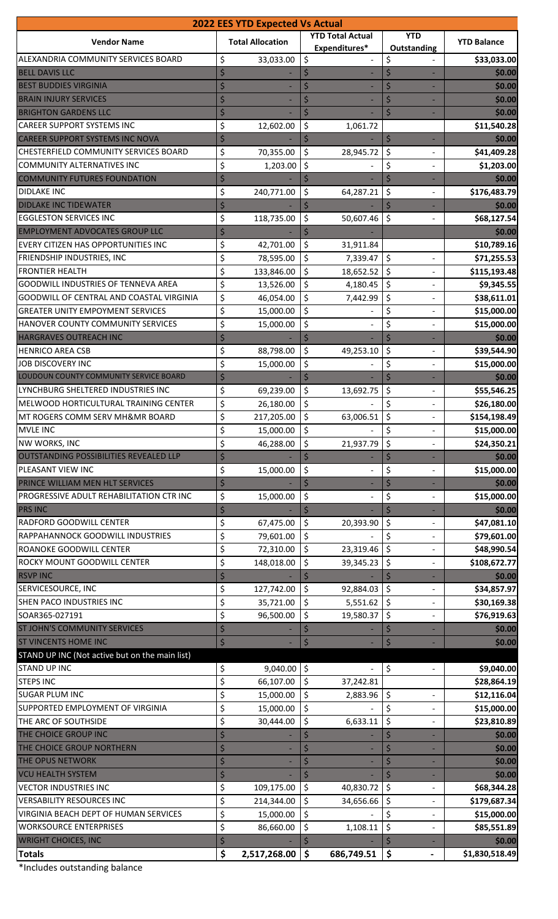| 2022 EES YTD Expected Vs Actual | | | | |
|---|---|---|---|---|
| **Vendor Name** | **Total Allocation** | **YTD Total Actual Expenditures*** | **YTD Outstanding** | **YTD Balance** |
| ALEXANDRIA COMMUNITY SERVICES BOARD | $ 33,033.00 | $ - | $ - | $33,033.00 |
| BELL DAVIS LLC | $ - | $ - | $ - | $0.00 |
| BEST BUDDIES VIRGINIA | $ - | $ - | $ - | $0.00 |
| BRAIN INJURY SERVICES | $ - | $ - | $ - | $0.00 |
| BRIGHTON GARDENS LLC | $ - | $ - | $ - | $0.00 |
| CAREER SUPPORT SYSTEMS INC | $ 12,602.00 | $ 1,061.72 | | $11,540.28 |
| CAREER SUPPORT SYSTEMS INC NOVA | $ - | $ - | $ - | $0.00 |
| CHESTERFIELD COMMUNITY SERVICES BOARD | $ 70,355.00 | $ 28,945.72 | $ - | $41,409.28 |
| COMMUNITY ALTERNATIVES INC | $ 1,203.00 | $ - | $ - | $1,203.00 |
| COMMUNITY FUTURES FOUNDATION | $ - | $ - | $ - | $0.00 |
| DIDLAKE INC | $ 240,771.00 | $ 64,287.21 | $ - | $176,483.79 |
| DIDLAKE INC TIDEWATER | $ - | $ - | $ - | $0.00 |
| EGGLESTON SERVICES INC | $ 118,735.00 | $ 50,607.46 | $ - | $68,127.54 |
| EMPLOYMENT ADVOCATES GROUP LLC | $ - | $ - | | $0.00 |
| EVERY CITIZEN HAS OPPORTUNITIES INC | $ 42,701.00 | $ 31,911.84 | | $10,789.16 |
| FRIENDSHIP INDUSTRIES, INC | $ 78,595.00 | $ 7,339.47 | $ - | $71,255.53 |
| FRONTIER HEALTH | $ 133,846.00 | $ 18,652.52 | $ - | $115,193.48 |
| GOODWILL INDUSTRIES OF TENNEVA AREA | $ 13,526.00 | $ 4,180.45 | $ - | $9,345.55 |
| GOODWILL OF CENTRAL AND COASTAL VIRGINIA | $ 46,054.00 | $ 7,442.99 | $ - | $38,611.01 |
| GREATER UNITY EMPOYMENT SERVICES | $ 15,000.00 | $ - | $ - | $15,000.00 |
| HANOVER COUNTY COMMUNITY SERVICES | $ 15,000.00 | $ - | $ - | $15,000.00 |
| HARGRAVES OUTREACH INC | $ - | $ - | $ - | $0.00 |
| HENRICO AREA CSB | $ 88,798.00 | $ 49,253.10 | $ - | $39,544.90 |
| JOB DISCOVERY INC | $ 15,000.00 | $ - | $ - | $15,000.00 |
| LOUDOUN COUNTY COMMUNITY SERVICE BOARD | $ - | $ - | $ - | $0.00 |
| LYNCHBURG SHELTERED INDUSTRIES INC | $ 69,239.00 | $ 13,692.75 | $ - | $55,546.25 |
| MELWOOD HORTICULTURAL TRAINING CENTER | $ 26,180.00 | $ - | $ - | $26,180.00 |
| MT ROGERS COMM SERV MH&MR BOARD | $ 217,205.00 | $ 63,006.51 | $ - | $154,198.49 |
| MVLE INC | $ 15,000.00 | $ - | $ - | $15,000.00 |
| NW WORKS, INC | $ 46,288.00 | $ 21,937.79 | $ - | $24,350.21 |
| OUTSTANDING POSSIBILITIES REVEALED LLP | $ - | $ - | $ - | $0.00 |
| PLEASANT VIEW INC | $ 15,000.00 | $ - | $ - | $15,000.00 |
| PRINCE WILLIAM MEN HLT SERVICES | $ - | $ - | $ - | $0.00 |
| PROGRESSIVE ADULT REHABILITATION CTR INC | $ 15,000.00 | $ - | $ - | $15,000.00 |
| PRS INC | $ - | $ - | $ - | $0.00 |
| RADFORD GOODWILL CENTER | $ 67,475.00 | $ 20,393.90 | $ - | $47,081.10 |
| RAPPAHANNOCK GOODWILL INDUSTRIES | $ 79,601.00 | $ - | $ - | $79,601.00 |
| ROANOKE GOODWILL CENTER | $ 72,310.00 | $ 23,319.46 | $ - | $48,990.54 |
| ROCKY MOUNT GOODWILL CENTER | $ 148,018.00 | $ 39,345.23 | $ - | $108,672.77 |
| RSVP INC | $ - | $ - | $ - | $0.00 |
| SERVICESOURCE, INC | $ 127,742.00 | $ 92,884.03 | $ - | $34,857.97 |
| SHEN PACO INDUSTRIES INC | $ 35,721.00 | $ 5,551.62 | $ - | $30,169.38 |
| SOAR365-027191 | $ 96,500.00 | $ 19,580.37 | $ - | $76,919.63 |
| ST JOHN'S COMMUNITY SERVICES | $ - | $ - | $ - | $0.00 |
| ST VINCENTS HOME INC | $ - | $ - | $ - | $0.00 |
| STAND UP INC (Not active but on the main list) | | | | |
| STAND UP INC | $ 9,040.00 | $ - | $ - | $9,040.00 |
| STEPS INC | $ 66,107.00 | $ 37,242.81 | | $28,864.19 |
| SUGAR PLUM INC | $ 15,000.00 | $ 2,883.96 | $ - | $12,116.04 |
| SUPPORTED EMPLOYMENT OF VIRGINIA | $ 15,000.00 | $ - | $ - | $15,000.00 |
| THE ARC OF SOUTHSIDE | $ 30,444.00 | $ 6,633.11 | $ - | $23,810.89 |
| THE CHOICE GROUP INC | $ - | $ - | $ - | $0.00 |
| THE CHOICE GROUP NORTHERN | $ - | $ - | $ - | $0.00 |
| THE OPUS NETWORK | $ - | $ - | $ - | $0.00 |
| VCU HEALTH SYSTEM | $ - | $ - | $ - | $0.00 |
| VECTOR INDUSTRIES INC | $ 109,175.00 | $ 40,830.72 | $ - | $68,344.28 |
| VERSABILITY RESOURCES INC | $ 214,344.00 | $ 34,656.66 | $ - | $179,687.34 |
| VIRGINIA BEACH DEPT OF HUMAN SERVICES | $ 15,000.00 | $ - | $ - | $15,000.00 |
| WORKSOURCE ENTERPRISES | $ 86,660.00 | $ 1,108.11 | $ - | $85,551.89 |
| WRIGHT CHOICES, INC | $ - | $ - | $ - | $0.00 |
| **Totals** | **$ 2,517,268.00** | **$ 686,749.51** | **$ -** | **$1,830,518.49** |

*Includes outstanding balance